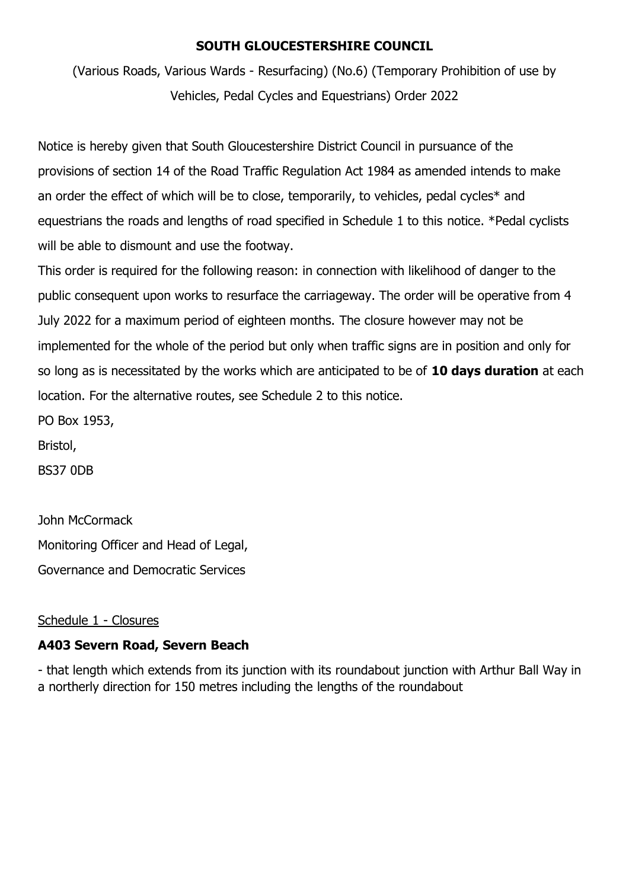# SOUTH GLOUCESTERSHIRE COUNCIL

(Various Roads, Various Wards - Resurfacing) (No.6) (Temporary Prohibition of use by Vehicles, Pedal Cycles and Equestrians) Order 2022

Notice is hereby given that South Gloucestershire District Council in pursuance of the provisions of section 14 of the Road Traffic Regulation Act 1984 as amended intends to make an order the effect of which will be to close, temporarily, to vehicles, pedal cycles* and equestrians the roads and lengths of road specified in Schedule 1 to this notice. *Pedal cyclists will be able to dismount and use the footway.

This order is required for the following reason: in connection with likelihood of danger to the public consequent upon works to resurface the carriageway. The order will be operative from 4 July 2022 for a maximum period of eighteen months. The closure however may not be implemented for the whole of the period but only when traffic signs are in position and only for so long as is necessitated by the works which are anticipated to be of **10 days duration** at each location. For the alternative routes, see Schedule 2 to this notice.

PO Box 1953,

Bristol,

BS37 0DB

John McCormack

Monitoring Officer and Head of Legal,

Governance and Democratic Services

Schedule 1 - Closures

**A403 Severn Road, Severn Beach**

- that length which extends from its junction with its roundabout junction with Arthur Ball Way in a northerly direction for 150 metres including the lengths of the roundabout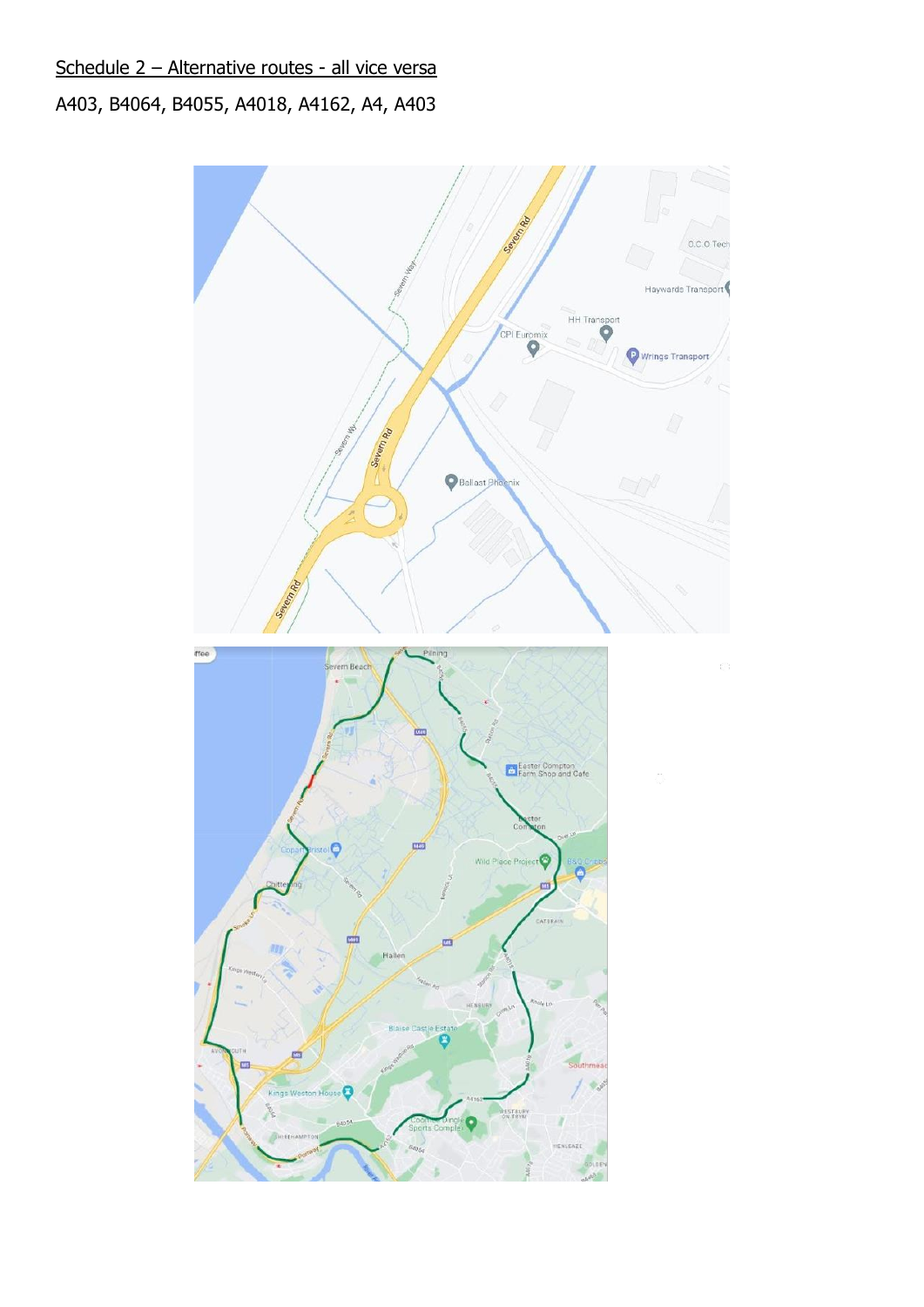Schedule 2 – Alternative routes - all vice versa

A403, B4064, B4055, A4018, A4162, A4, A403